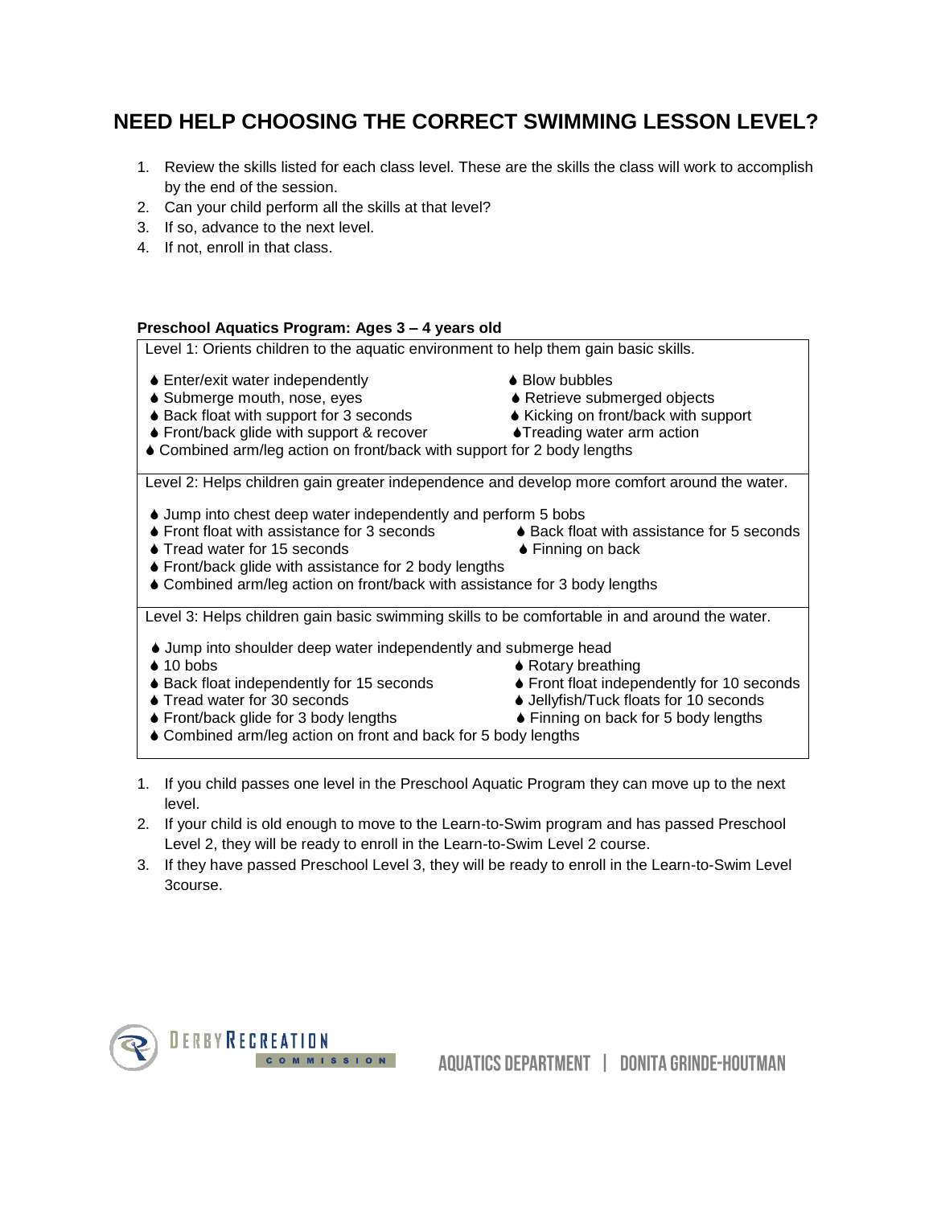# NEED HELP CHOOSING THE CORRECT SWIMMING LESSON LEVEL?

1. Review the skills listed for each class level. These are the skills the class will work to accomplish by the end of the session.
2. Can your child perform all the skills at that level?
3. If so, advance to the next level.
4. If not, enroll in that class.

**Preschool Aquatics Program: Ages 3 – 4 years old**

Level 1: Orients children to the aquatic environment to help them gain basic skills.

- Enter/exit water independently
- Blow bubbles
- Submerge mouth, nose, eyes
- Retrieve submerged objects
- Back float with support for 3 seconds
- Kicking on front/back with support
- Front/back glide with support & recover
- Treading water arm action
- Combined arm/leg action on front/back with support for 2 body lengths

Level 2: Helps children gain greater independence and develop more comfort around the water.

- Jump into chest deep water independently and perform 5 bobs
- Front float with assistance for 3 seconds
- Back float with assistance for 5 seconds
- Tread water for 15 seconds
- Finning on back
- Front/back glide with assistance for 2 body lengths
- Combined arm/leg action on front/back with assistance for 3 body lengths

Level 3: Helps children gain basic swimming skills to be comfortable in and around the water.

- Jump into shoulder deep water independently and submerge head
- 10 bobs
- Rotary breathing
- Back float independently for 15 seconds
- Front float independently for 10 seconds
- Tread water for 30 seconds
- Jellyfish/Tuck floats for 10 seconds
- Front/back glide for 3 body lengths
- Finning on back for 5 body lengths
- Combined arm/leg action on front and back for 5 body lengths

1. If you child passes one level in the Preschool Aquatic Program they can move up to the next level.
2. If your child is old enough to move to the Learn-to-Swim program and has passed Preschool Level 2, they will be ready to enroll in the Learn-to-Swim Level 2 course.
3. If they have passed Preschool Level 3, they will be ready to enroll in the Learn-to-Swim Level 3course.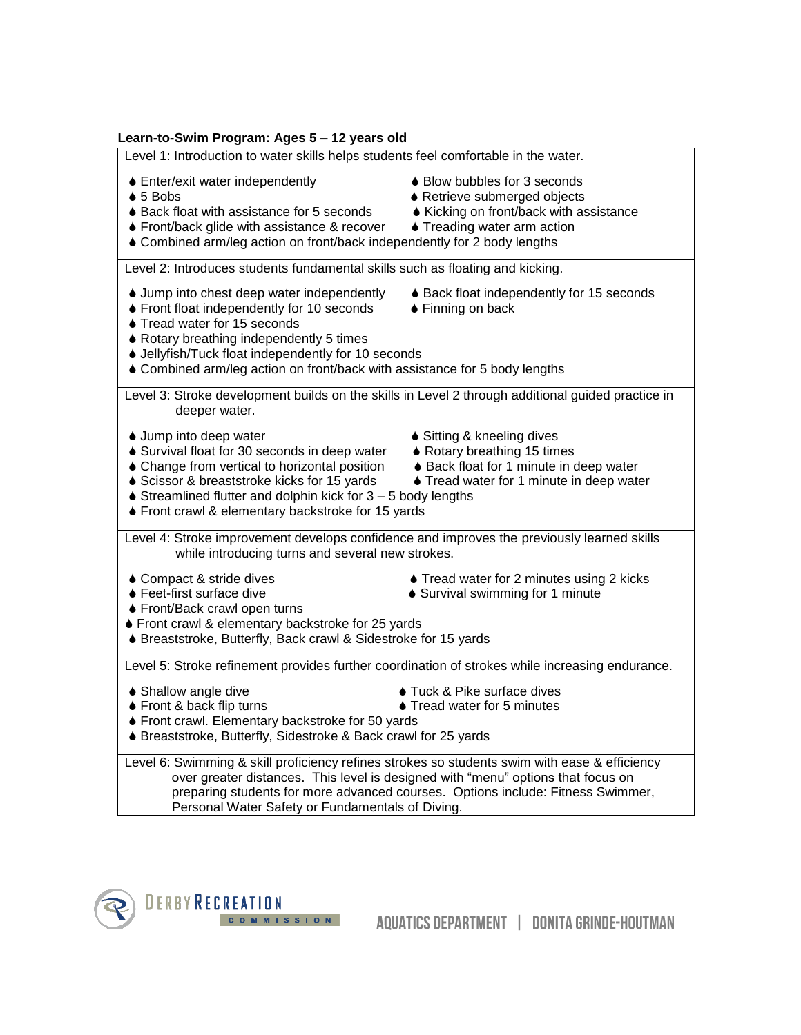**Learn-to-Swim Program: Ages 5 – 12 years old**

Level 1: Introduction to water skills helps students feel comfortable in the water.

- Enter/exit water independently
- Blow bubbles for 3 seconds
- 5 Bobs
- Retrieve submerged objects
- Back float with assistance for 5 seconds
- Kicking on front/back with assistance
- Front/back glide with assistance & recover
- Treading water arm action
- Combined arm/leg action on front/back independently for 2 body lengths

Level 2: Introduces students fundamental skills such as floating and kicking.

- Jump into chest deep water independently
- Back float independently for 15 seconds
- Front float independently for 10 seconds
- Finning on back
- Tread water for 15 seconds
- Rotary breathing independently 5 times
- Jellyfish/Tuck float independently for 10 seconds
- Combined arm/leg action on front/back with assistance for 5 body lengths

Level 3: Stroke development builds on the skills in Level 2 through additional guided practice in deeper water.

- Jump into deep water
- Sitting & kneeling dives
- Survival float for 30 seconds in deep water
- Rotary breathing 15 times
- Change from vertical to horizontal position
- Back float for 1 minute in deep water
- Scissor & breaststroke kicks for 15 yards
- Tread water for 1 minute in deep water
- Streamlined flutter and dolphin kick for 3 – 5 body lengths
- Front crawl & elementary backstroke for 15 yards

Level 4: Stroke improvement develops confidence and improves the previously learned skills while introducing turns and several new strokes.

- Compact & stride dives
- Tread water for 2 minutes using 2 kicks
- Feet-first surface dive
- Survival swimming for 1 minute
- Front/Back crawl open turns
- Front crawl & elementary backstroke for 25 yards
- Breaststroke, Butterfly, Back crawl & Sidestroke for 15 yards

Level 5: Stroke refinement provides further coordination of strokes while increasing endurance.

- Shallow angle dive
- Tuck & Pike surface dives
- Front & back flip turns
- Tread water for 5 minutes
- Front crawl. Elementary backstroke for 50 yards
- Breaststroke, Butterfly, Sidestroke & Back crawl for 25 yards

Level 6: Swimming & skill proficiency refines strokes so students swim with ease & efficiency over greater distances. This level is designed with "menu" options that focus on preparing students for more advanced courses. Options include: Fitness Swimmer, Personal Water Safety or Fundamentals of Diving.

DERBY RECREATION COMMISSION

AQUATICS DEPARTMENT | DONITA GRINDE-HOUTMAN